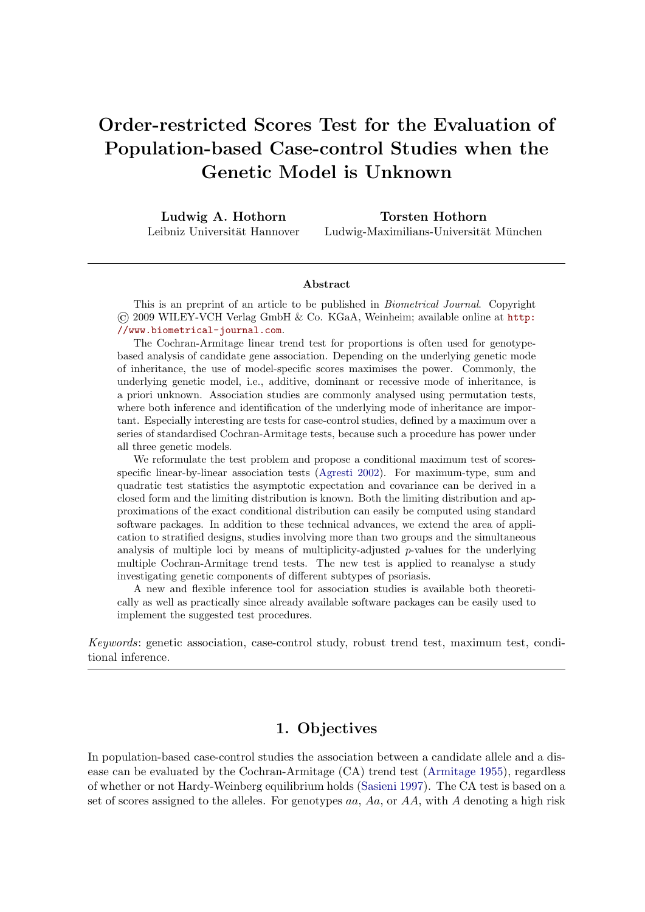# Order-restricted Scores Test for the Evaluation of Population-based Case-control Studies when the Genetic Model is Unknown

**Ludwig A. Hothorn**
Leibniz Universität Hannover

**Torsten Hothorn**
Ludwig-Maximilians-Universität München

---

### Abstract

This is an preprint of an article to be published in *Biometrical Journal*. Copyright © 2009 WILEY-VCH Verlag GmbH & Co. KGaA, Weinheim; available online at http://www.biometrical-journal.com.

The Cochran-Armitage linear trend test for proportions is often used for genotype-based analysis of candidate gene association. Depending on the underlying genetic mode of inheritance, the use of model-specific scores maximises the power. Commonly, the underlying genetic model, i.e., additive, dominant or recessive mode of inheritance, is a priori unknown. Association studies are commonly analysed using permutation tests, where both inference and identification of the underlying mode of inheritance are important. Especially interesting are tests for case-control studies, defined by a maximum over a series of standardised Cochran-Armitage tests, because such a procedure has power under all three genetic models.

We reformulate the test problem and propose a conditional maximum test of scores-specific linear-by-linear association tests (Agresti 2002). For maximum-type, sum and quadratic test statistics the asymptotic expectation and covariance can be derived in a closed form and the limiting distribution is known. Both the limiting distribution and approximations of the exact conditional distribution can easily be computed using standard software packages. In addition to these technical advances, we extend the area of application to stratified designs, studies involving more than two groups and the simultaneous analysis of multiple loci by means of multiplicity-adjusted $p$-values for the underlying multiple Cochran-Armitage trend tests. The new test is applied to reanalyse a study investigating genetic components of different subtypes of psoriasis.

A new and flexible inference tool for association studies is available both theoretically as well as practically since already available software packages can be easily used to implement the suggested test procedures.

*Keywords*: genetic association, case-control study, robust trend test, maximum test, conditional inference.

---

## 1. Objectives

In population-based case-control studies the association between a candidate allele and a disease can be evaluated by the Cochran-Armitage (CA) trend test (Armitage 1955), regardless of whether or not Hardy-Weinberg equilibrium holds (Sasieni 1997). The CA test is based on a set of scores assigned to the alleles. For genotypes $aa$, $Aa$, or $AA$, with $A$ denoting a high risk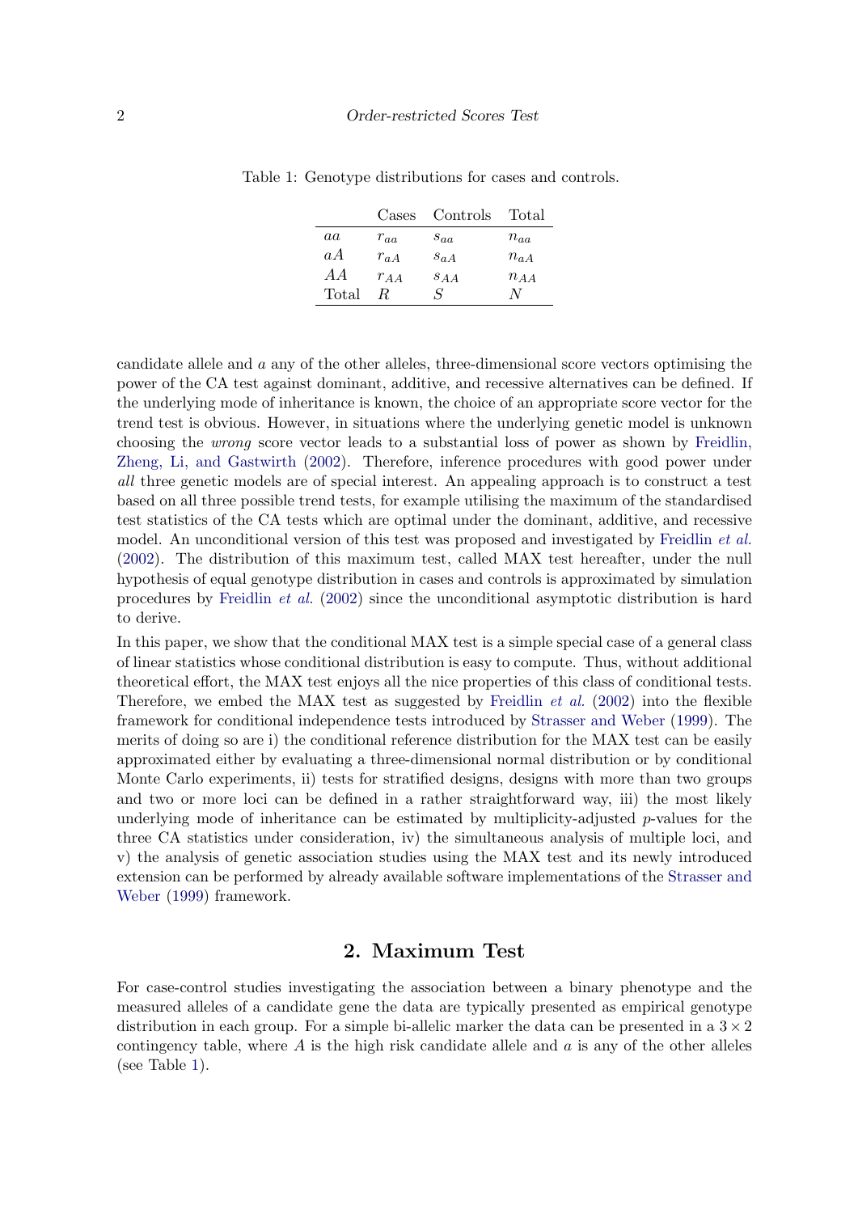Table 1: Genotype distributions for cases and controls.

| | Cases | Controls | Total |
|---|---|---|---|
| $aa$ | $r_{aa}$ | $s_{aa}$ | $n_{aa}$ |
| $aA$ | $r_{aA}$ | $s_{aA}$ | $n_{aA}$ |
| $AA$ | $r_{AA}$ | $s_{AA}$ | $n_{AA}$ |
| Total | $R$ | $S$ | $N$ |

candidate allele and $a$ any of the other alleles, three-dimensional score vectors optimising the power of the CA test against dominant, additive, and recessive alternatives can be defined. If the underlying mode of inheritance is known, the choice of an appropriate score vector for the trend test is obvious. However, in situations where the underlying genetic model is unknown choosing the *wrong* score vector leads to a substantial loss of power as shown by Freidlin, Zheng, Li, and Gastwirth (2002). Therefore, inference procedures with good power under *all* three genetic models are of special interest. An appealing approach is to construct a test based on all three possible trend tests, for example utilising the maximum of the standardised test statistics of the CA tests which are optimal under the dominant, additive, and recessive model. An unconditional version of this test was proposed and investigated by Freidlin *et al.* (2002). The distribution of this maximum test, called MAX test hereafter, under the null hypothesis of equal genotype distribution in cases and controls is approximated by simulation procedures by Freidlin *et al.* (2002) since the unconditional asymptotic distribution is hard to derive.

In this paper, we show that the conditional MAX test is a simple special case of a general class of linear statistics whose conditional distribution is easy to compute. Thus, without additional theoretical effort, the MAX test enjoys all the nice properties of this class of conditional tests. Therefore, we embed the MAX test as suggested by Freidlin *et al.* (2002) into the flexible framework for conditional independence tests introduced by Strasser and Weber (1999). The merits of doing so are i) the conditional reference distribution for the MAX test can be easily approximated either by evaluating a three-dimensional normal distribution or by conditional Monte Carlo experiments, ii) tests for stratified designs, designs with more than two groups and two or more loci can be defined in a rather straightforward way, iii) the most likely underlying mode of inheritance can be estimated by multiplicity-adjusted $p$-values for the three CA statistics under consideration, iv) the simultaneous analysis of multiple loci, and v) the analysis of genetic association studies using the MAX test and its newly introduced extension can be performed by already available software implementations of the Strasser and Weber (1999) framework.

## 2. Maximum Test

For case-control studies investigating the association between a binary phenotype and the measured alleles of a candidate gene the data are typically presented as empirical genotype distribution in each group. For a simple bi-allelic marker the data can be presented in a $3 \times 2$ contingency table, where $A$ is the high risk candidate allele and $a$ is any of the other alleles (see Table 1).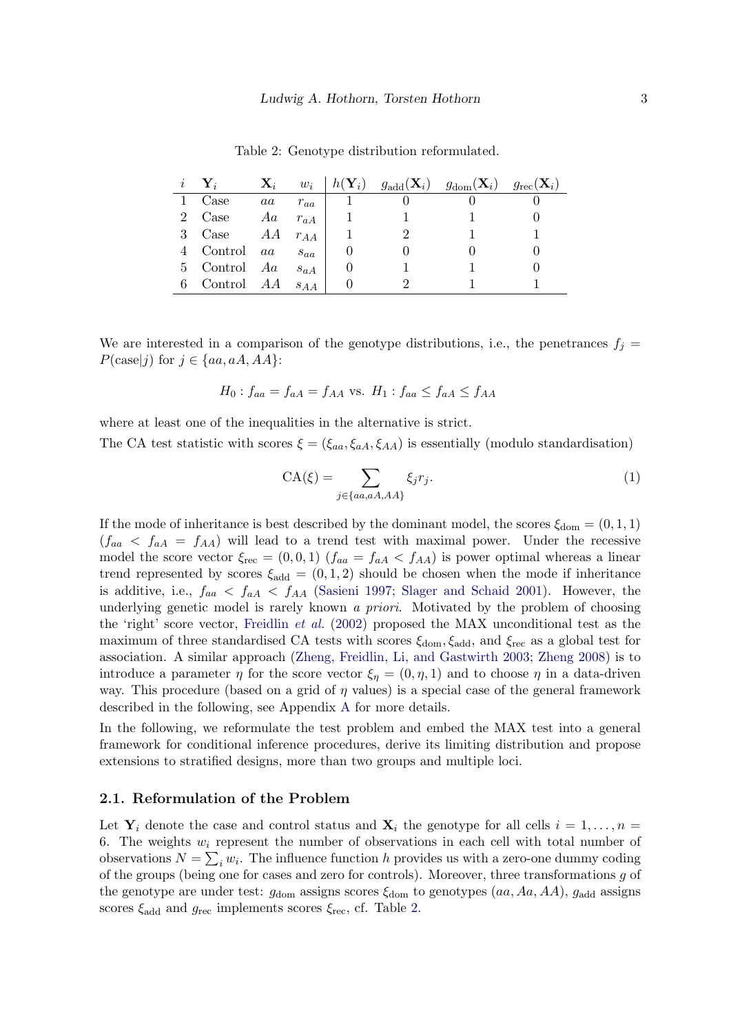Table 2: Genotype distribution reformulated.

| $i$ | $\mathbf{Y}_i$ | $\mathbf{X}_i$ | $w_i$ | $h(\mathbf{Y}_i)$ | $g_{\text{add}}(\mathbf{X}_i)$ | $g_{\text{dom}}(\mathbf{X}_i)$ | $g_{\text{rec}}(\mathbf{X}_i)$ |
|---|---|---|---|---|---|---|---|
| 1 | Case | $aa$ | $r_{aa}$ | 1 | 0 | 0 | 0 |
| 2 | Case | $Aa$ | $r_{aA}$ | 1 | 1 | 1 | 0 |
| 3 | Case | $AA$ | $r_{AA}$ | 1 | 2 | 1 | 1 |
| 4 | Control | $aa$ | $s_{aa}$ | 0 | 0 | 0 | 0 |
| 5 | Control | $Aa$ | $s_{aA}$ | 0 | 1 | 1 | 0 |
| 6 | Control | $AA$ | $s_{AA}$ | 0 | 2 | 1 | 1 |

We are interested in a comparison of the genotype distributions, i.e., the penetrances $f_j = P(\text{case}|j)$ for $j \in \{aa, aA, AA\}$:

$$H_0 : f_{aa} = f_{aA} = f_{AA} \text{ vs. } H_1 : f_{aa} \leq f_{aA} \leq f_{AA}$$

where at least one of the inequalities in the alternative is strict.

The CA test statistic with scores $\xi = (\xi_{aa}, \xi_{aA}, \xi_{AA})$ is essentially (modulo standardisation)

$$\text{CA}(\xi) = \sum_{j \in \{aa, aA, AA\}} \xi_j r_j. \tag{1}$$

If the mode of inheritance is best described by the dominant model, the scores $\xi_{\text{dom}} = (0, 1, 1)$ ($f_{aa} < f_{aA} = f_{AA}$) will lead to a trend test with maximal power. Under the recessive model the score vector $\xi_{\text{rec}} = (0, 0, 1)$ ($f_{aa} = f_{aA} < f_{AA}$) is power optimal whereas a linear trend represented by scores $\xi_{\text{add}} = (0, 1, 2)$ should be chosen when the mode if inheritance is additive, i.e., $f_{aa} < f_{aA} < f_{AA}$ (Sasieni 1997; Slager and Schaid 2001). However, the underlying genetic model is rarely known *a priori*. Motivated by the problem of choosing the 'right' score vector, Freidlin *et al.* (2002) proposed the MAX unconditional test as the maximum of three standardised CA tests with scores $\xi_{\text{dom}}, \xi_{\text{add}}$, and $\xi_{\text{rec}}$ as a global test for association. A similar approach (Zheng, Freidlin, Li, and Gastwirth 2003; Zheng 2008) is to introduce a parameter $\eta$ for the score vector $\xi_\eta = (0, \eta, 1)$ and to choose $\eta$ in a data-driven way. This procedure (based on a grid of $\eta$ values) is a special case of the general framework described in the following, see Appendix A for more details.

In the following, we reformulate the test problem and embed the MAX test into a general framework for conditional inference procedures, derive its limiting distribution and propose extensions to stratified designs, more than two groups and multiple loci.

### 2.1. Reformulation of the Problem

Let $\mathbf{Y}_i$ denote the case and control status and $\mathbf{X}_i$ the genotype for all cells $i = 1, \ldots, n = 6$. The weights $w_i$ represent the number of observations in each cell with total number of observations $N = \sum_i w_i$. The influence function $h$ provides us with a zero-one dummy coding of the groups (being one for cases and zero for controls). Moreover, three transformations $g$ of the genotype are under test: $g_{\text{dom}}$ assigns scores $\xi_{\text{dom}}$ to genotypes $(aa, Aa, AA)$, $g_{\text{add}}$ assigns scores $\xi_{\text{add}}$ and $g_{\text{rec}}$ implements scores $\xi_{\text{rec}}$, cf. Table 2.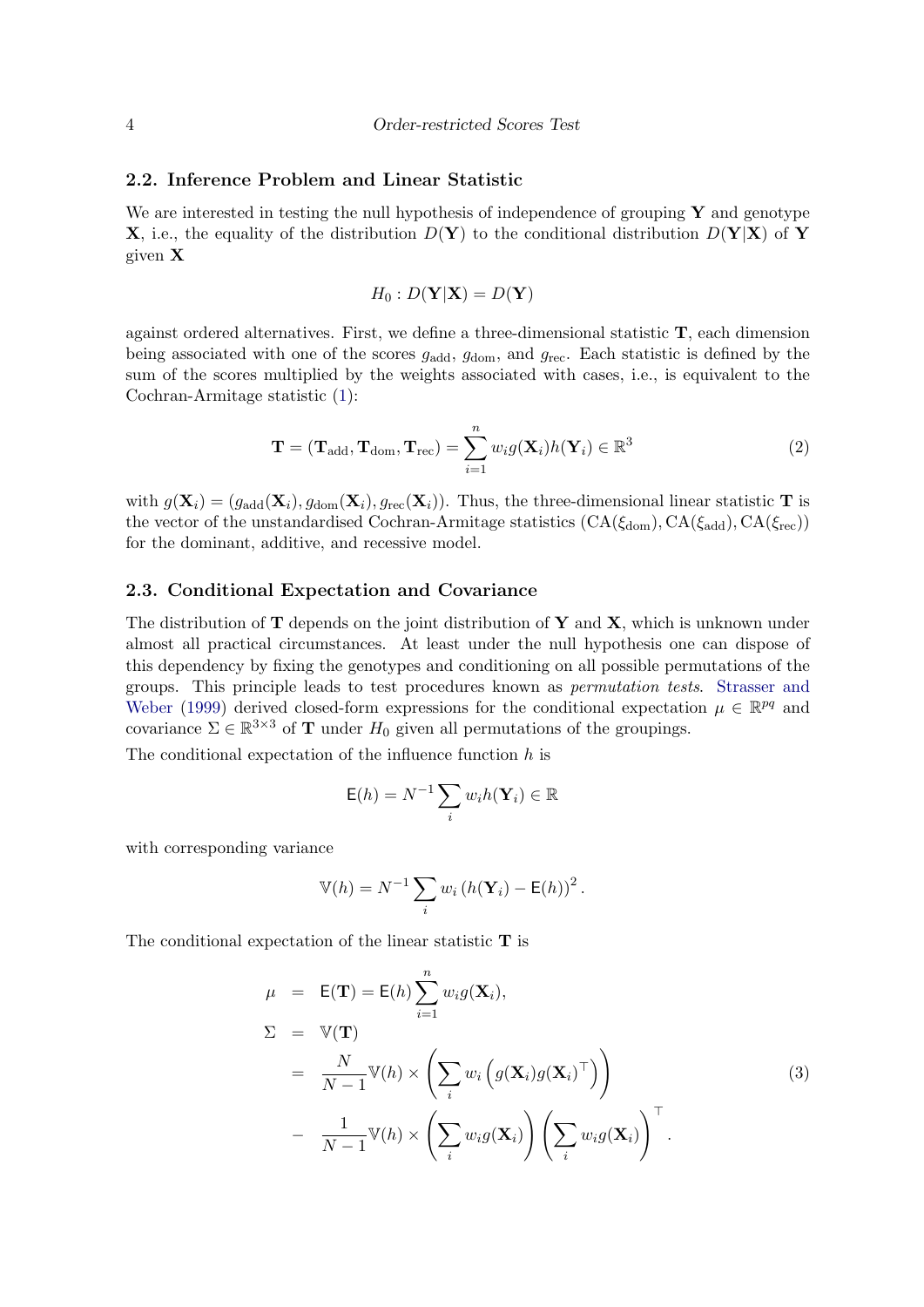### 2.2. Inference Problem and Linear Statistic

We are interested in testing the null hypothesis of independence of grouping $\mathbf{Y}$ and genotype $\mathbf{X}$, i.e., the equality of the distribution $D(\mathbf{Y})$ to the conditional distribution $D(\mathbf{Y}|\mathbf{X})$ of $\mathbf{Y}$ given $\mathbf{X}$

$$H_0 : D(\mathbf{Y}|\mathbf{X}) = D(\mathbf{Y})$$

against ordered alternatives. First, we define a three-dimensional statistic $\mathbf{T}$, each dimension being associated with one of the scores $g_{\text{add}}$, $g_{\text{dom}}$, and $g_{\text{rec}}$. Each statistic is defined by the sum of the scores multiplied by the weights associated with cases, i.e., is equivalent to the Cochran-Armitage statistic (1):

$$\mathbf{T} = (\mathbf{T}_{\text{add}}, \mathbf{T}_{\text{dom}}, \mathbf{T}_{\text{rec}}) = \sum_{i=1}^{n} w_i g(\mathbf{X}_i) h(\mathbf{Y}_i) \in \mathbb{R}^3 \tag{2}$$

with $g(\mathbf{X}_i) = (g_{\text{add}}(\mathbf{X}_i), g_{\text{dom}}(\mathbf{X}_i), g_{\text{rec}}(\mathbf{X}_i))$. Thus, the three-dimensional linear statistic $\mathbf{T}$ is the vector of the unstandardised Cochran-Armitage statistics $(\text{CA}(\xi_{\text{dom}}), \text{CA}(\xi_{\text{add}}), \text{CA}(\xi_{\text{rec}}))$ for the dominant, additive, and recessive model.

### 2.3. Conditional Expectation and Covariance

The distribution of $\mathbf{T}$ depends on the joint distribution of $\mathbf{Y}$ and $\mathbf{X}$, which is unknown under almost all practical circumstances. At least under the null hypothesis one can dispose of this dependency by fixing the genotypes and conditioning on all possible permutations of the groups. This principle leads to test procedures known as *permutation tests*. Strasser and Weber (1999) derived closed-form expressions for the conditional expectation $\mu \in \mathbb{R}^{pq}$ and covariance $\Sigma \in \mathbb{R}^{3\times 3}$ of $\mathbf{T}$ under $H_0$ given all permutations of the groupings.

The conditional expectation of the influence function $h$ is

$$\mathsf{E}(h) = N^{-1} \sum_i w_i h(\mathbf{Y}_i) \in \mathbb{R}$$

with corresponding variance

$$\mathbb{V}(h) = N^{-1} \sum_i w_i \left(h(\mathbf{Y}_i) - \mathsf{E}(h)\right)^2.$$

The conditional expectation of the linear statistic $\mathbf{T}$ is

$$\begin{aligned}
\mu &= \mathsf{E}(\mathbf{T}) = \mathsf{E}(h) \sum_{i=1}^{n} w_i g(\mathbf{X}_i), \\
\Sigma &= \mathbb{V}(\mathbf{T}) \\
&= \frac{N}{N-1} \mathbb{V}(h) \times \left( \sum_i w_i \left( g(\mathbf{X}_i) g(\mathbf{X}_i)^\top \right) \right) \\
&- \frac{1}{N-1} \mathbb{V}(h) \times \left( \sum_i w_i g(\mathbf{X}_i) \right) \left( \sum_i w_i g(\mathbf{X}_i) \right)^\top.
\end{aligned} \tag{3}$$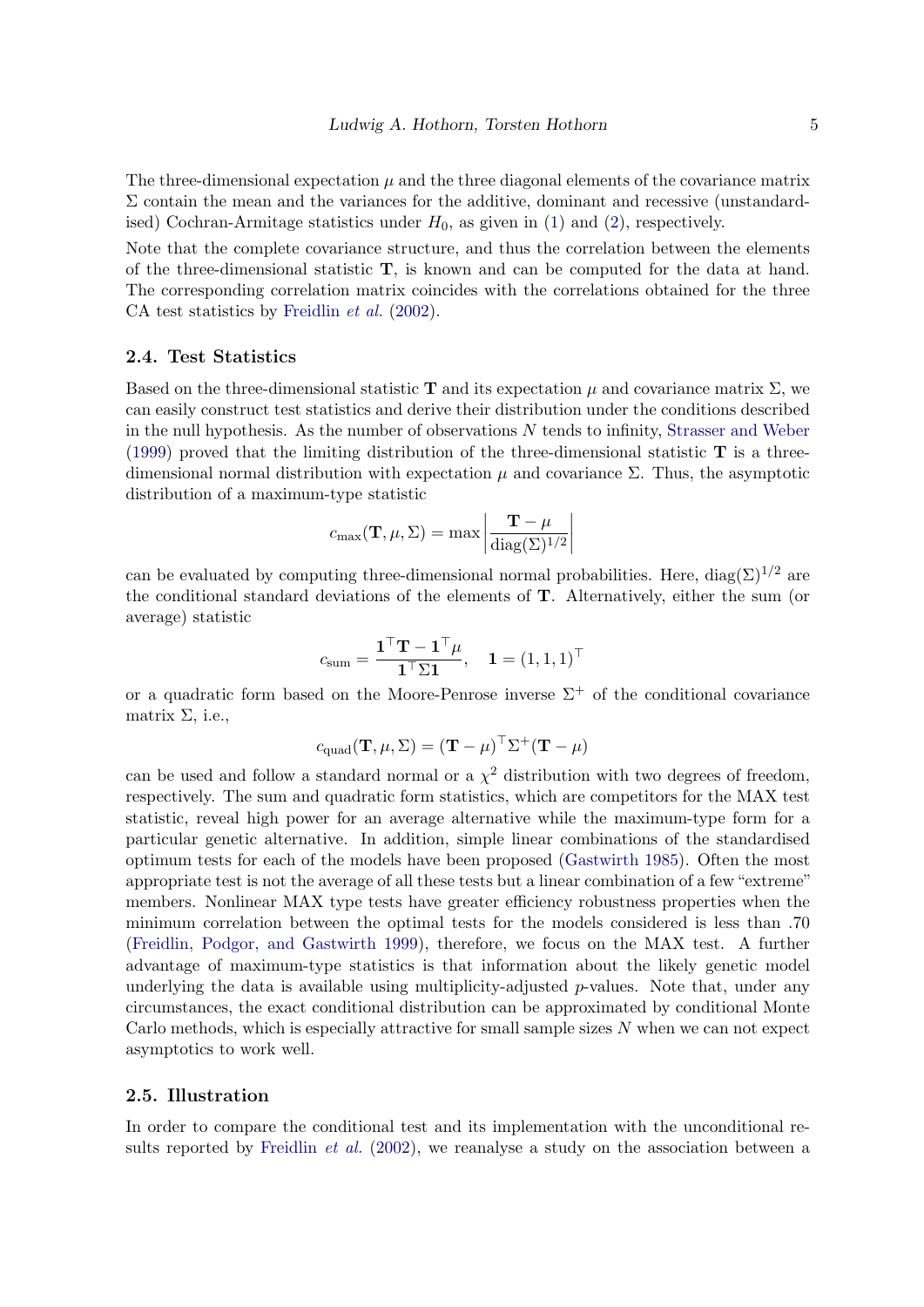The three-dimensional expectation $\mu$ and the three diagonal elements of the covariance matrix $\Sigma$ contain the mean and the variances for the additive, dominant and recessive (unstandardised) Cochran-Armitage statistics under $H_0$, as given in (1) and (2), respectively.

Note that the complete covariance structure, and thus the correlation between the elements of the three-dimensional statistic $\mathbf{T}$, is known and can be computed for the data at hand. The corresponding correlation matrix coincides with the correlations obtained for the three CA test statistics by Freidlin *et al.* (2002).

### 2.4. Test Statistics

Based on the three-dimensional statistic $\mathbf{T}$ and its expectation $\mu$ and covariance matrix $\Sigma$, we can easily construct test statistics and derive their distribution under the conditions described in the null hypothesis. As the number of observations $N$ tends to infinity, Strasser and Weber (1999) proved that the limiting distribution of the three-dimensional statistic $\mathbf{T}$ is a three-dimensional normal distribution with expectation $\mu$ and covariance $\Sigma$. Thus, the asymptotic distribution of a maximum-type statistic

$$c_{\max}(\mathbf{T}, \mu, \Sigma) = \max \left| \frac{\mathbf{T} - \mu}{\operatorname{diag}(\Sigma)^{1/2}} \right|$$

can be evaluated by computing three-dimensional normal probabilities. Here, $\operatorname{diag}(\Sigma)^{1/2}$ are the conditional standard deviations of the elements of $\mathbf{T}$. Alternatively, either the sum (or average) statistic

$$c_{\text{sum}} = \frac{\mathbf{1}^\top \mathbf{T} - \mathbf{1}^\top \mu}{\mathbf{1}^\top \Sigma \mathbf{1}}, \quad \mathbf{1} = (1, 1, 1)^\top$$

or a quadratic form based on the Moore-Penrose inverse $\Sigma^+$ of the conditional covariance matrix $\Sigma$, i.e.,

$$c_{\text{quad}}(\mathbf{T}, \mu, \Sigma) = (\mathbf{T} - \mu)^\top \Sigma^+ (\mathbf{T} - \mu)$$

can be used and follow a standard normal or a $\chi^2$ distribution with two degrees of freedom, respectively. The sum and quadratic form statistics, which are competitors for the MAX test statistic, reveal high power for an average alternative while the maximum-type form for a particular genetic alternative. In addition, simple linear combinations of the standardised optimum tests for each of the models have been proposed (Gastwirth 1985). Often the most appropriate test is not the average of all these tests but a linear combination of a few "extreme" members. Nonlinear MAX type tests have greater efficiency robustness properties when the minimum correlation between the optimal tests for the models considered is less than .70 (Freidlin, Podgor, and Gastwirth 1999), therefore, we focus on the MAX test. A further advantage of maximum-type statistics is that information about the likely genetic model underlying the data is available using multiplicity-adjusted $p$-values. Note that, under any circumstances, the exact conditional distribution can be approximated by conditional Monte Carlo methods, which is especially attractive for small sample sizes $N$ when we can not expect asymptotics to work well.

### 2.5. Illustration

In order to compare the conditional test and its implementation with the unconditional results reported by Freidlin *et al.* (2002), we reanalyse a study on the association between a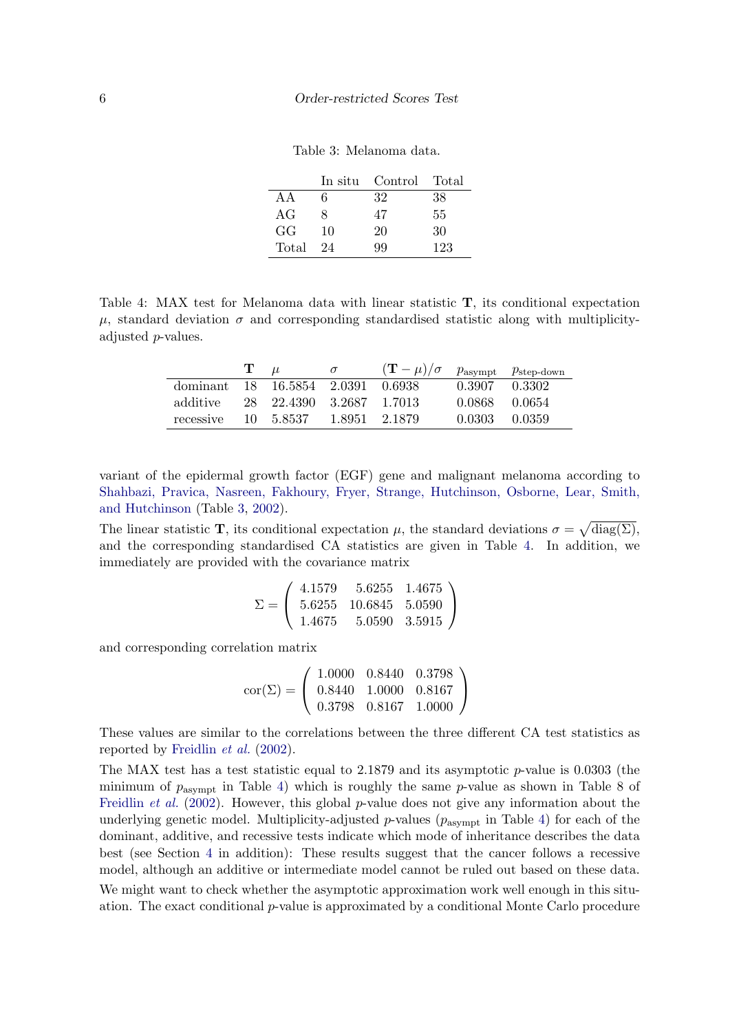Table 3: Melanoma data.

|  | In situ | Control | Total |
|---|---|---|---|
| AA | 6 | 32 | 38 |
| AG | 8 | 47 | 55 |
| GG | 10 | 20 | 30 |
| Total | 24 | 99 | 123 |

Table 4: MAX test for Melanoma data with linear statistic $\mathbf{T}$, its conditional expectation $\mu$, standard deviation $\sigma$ and corresponding standardised statistic along with multiplicity-adjusted $p$-values.

|  | $\mathbf{T}$ | $\mu$ | $\sigma$ | $(\mathbf{T} - \mu)/\sigma$ | $p_{\text{asympt}}$ | $p_{\text{step-down}}$ |
|---|---|---|---|---|---|---|
| dominant | 18 | 16.5854 | 2.0391 | 0.6938 | 0.3907 | 0.3302 |
| additive | 28 | 22.4390 | 3.2687 | 1.7013 | 0.0868 | 0.0654 |
| recessive | 10 | 5.8537 | 1.8951 | 2.1879 | 0.0303 | 0.0359 |

variant of the epidermal growth factor (EGF) gene and malignant melanoma according to Shahbazi, Pravica, Nasreen, Fakhoury, Fryer, Strange, Hutchinson, Osborne, Lear, Smith, and Hutchinson (Table 3, 2002).

The linear statistic $\mathbf{T}$, its conditional expectation $\mu$, the standard deviations $\sigma = \sqrt{\text{diag}(\Sigma)}$, and the corresponding standardised CA statistics are given in Table 4. In addition, we immediately are provided with the covariance matrix

$$\Sigma = \begin{pmatrix} 4.1579 & 5.6255 & 1.4675 \\ 5.6255 & 10.6845 & 5.0590 \\ 1.4675 & 5.0590 & 3.5915 \end{pmatrix}$$

and corresponding correlation matrix

$$\text{cor}(\Sigma) = \begin{pmatrix} 1.0000 & 0.8440 & 0.3798 \\ 0.8440 & 1.0000 & 0.8167 \\ 0.3798 & 0.8167 & 1.0000 \end{pmatrix}$$

These values are similar to the correlations between the three different CA test statistics as reported by Freidlin *et al.* (2002).

The MAX test has a test statistic equal to 2.1879 and its asymptotic $p$-value is 0.0303 (the minimum of $p_{\text{asympt}}$ in Table 4) which is roughly the same $p$-value as shown in Table 8 of Freidlin *et al.* (2002). However, this global $p$-value does not give any information about the underlying genetic model. Multiplicity-adjusted $p$-values ($p_{\text{asympt}}$ in Table 4) for each of the dominant, additive, and recessive tests indicate which mode of inheritance describes the data best (see Section 4 in addition): These results suggest that the cancer follows a recessive model, although an additive or intermediate model cannot be ruled out based on these data.

We might want to check whether the asymptotic approximation work well enough in this situation. The exact conditional $p$-value is approximated by a conditional Monte Carlo procedure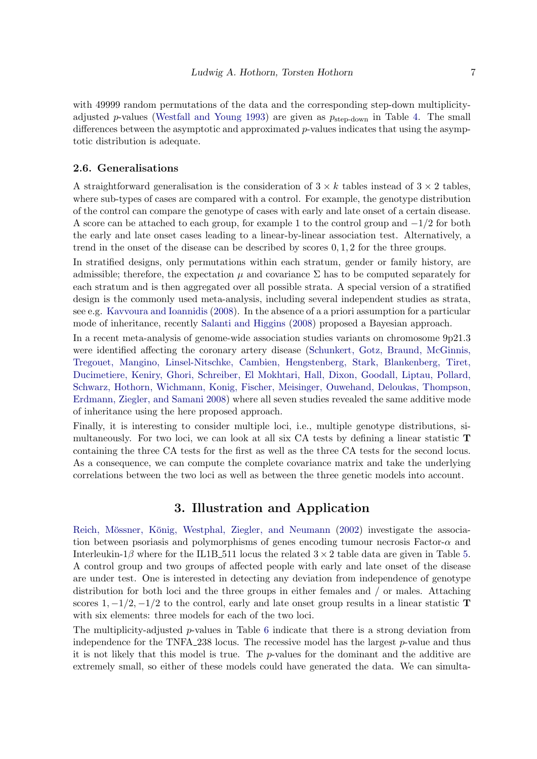with 49999 random permutations of the data and the corresponding step-down multiplicity-adjusted $p$-values (Westfall and Young 1993) are given as $p_{\text{step-down}}$ in Table 4. The small differences between the asymptotic and approximated $p$-values indicates that using the asymptotic distribution is adequate.

### 2.6. Generalisations

A straightforward generalisation is the consideration of $3 \times k$ tables instead of $3 \times 2$ tables, where sub-types of cases are compared with a control. For example, the genotype distribution of the control can compare the genotype of cases with early and late onset of a certain disease. A score can be attached to each group, for example 1 to the control group and $-1/2$ for both the early and late onset cases leading to a linear-by-linear association test. Alternatively, a trend in the onset of the disease can be described by scores $0, 1, 2$ for the three groups.

In stratified designs, only permutations within each stratum, gender or family history, are admissible; therefore, the expectation $\mu$ and covariance $\Sigma$ has to be computed separately for each stratum and is then aggregated over all possible strata. A special version of a stratified design is the commonly used meta-analysis, including several independent studies as strata, see e.g. Kavvoura and Ioannidis (2008). In the absence of a a priori assumption for a particular mode of inheritance, recently Salanti and Higgins (2008) proposed a Bayesian approach.

In a recent meta-analysis of genome-wide association studies variants on chromosome 9p21.3 were identified affecting the coronary artery disease (Schunkert, Gotz, Braund, McGinnis, Tregouet, Mangino, Linsel-Nitschke, Cambien, Hengstenberg, Stark, Blankenberg, Tiret, Ducimetiere, Keniry, Ghori, Schreiber, El Mokhtari, Hall, Dixon, Goodall, Liptau, Pollard, Schwarz, Hothorn, Wichmann, Konig, Fischer, Meisinger, Ouwehand, Deloukas, Thompson, Erdmann, Ziegler, and Samani 2008) where all seven studies revealed the same additive mode of inheritance using the here proposed approach.

Finally, it is interesting to consider multiple loci, i.e., multiple genotype distributions, simultaneously. For two loci, we can look at all six CA tests by defining a linear statistic $\mathbf{T}$ containing the three CA tests for the first as well as the three CA tests for the second locus. As a consequence, we can compute the complete covariance matrix and take the underlying correlations between the two loci as well as between the three genetic models into account.

## 3. Illustration and Application

Reich, Mössner, König, Westphal, Ziegler, and Neumann (2002) investigate the association between psoriasis and polymorphisms of genes encoding tumour necrosis Factor-$\alpha$ and Interleukin-1$\beta$ where for the IL1B_511 locus the related $3 \times 2$ table data are given in Table 5. A control group and two groups of affected people with early and late onset of the disease are under test. One is interested in detecting any deviation from independence of genotype distribution for both loci and the three groups in either females and / or males. Attaching scores $1, -1/2, -1/2$ to the control, early and late onset group results in a linear statistic $\mathbf{T}$ with six elements: three models for each of the two loci.

The multiplicity-adjusted $p$-values in Table 6 indicate that there is a strong deviation from independence for the TNFA_238 locus. The recessive model has the largest $p$-value and thus it is not likely that this model is true. The $p$-values for the dominant and the additive are extremely small, so either of these models could have generated the data. We can simulta-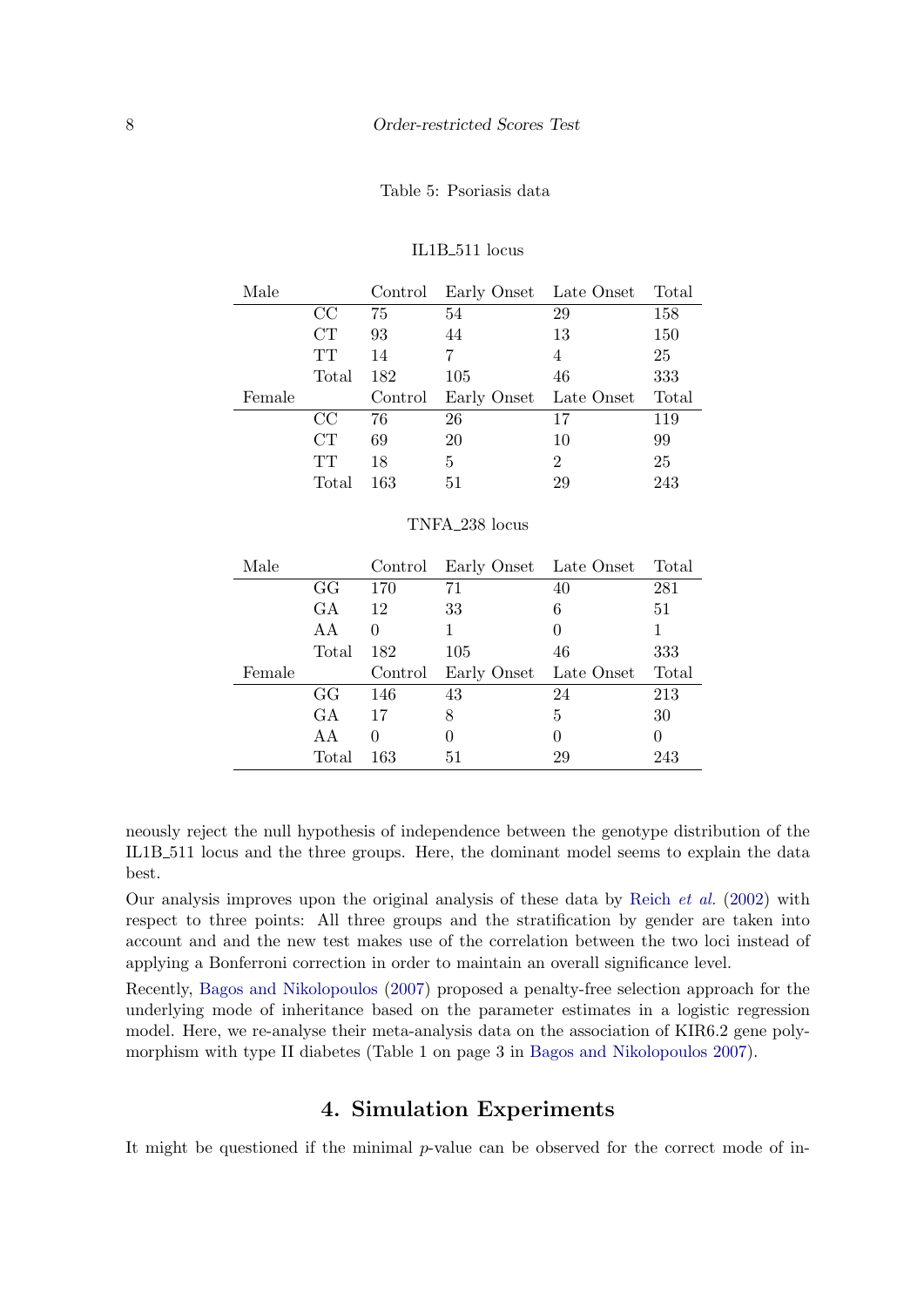Table 5: Psoriasis data

IL1B_511 locus

| Male | | Control | Early Onset | Late Onset | Total |
|---|---|---|---|---|---|
| | CC | 75 | 54 | 29 | 158 |
| | CT | 93 | 44 | 13 | 150 |
| | TT | 14 | 7 | 4 | 25 |
| | Total | 182 | 105 | 46 | 333 |
| Female | | Control | Early Onset | Late Onset | Total |
| | CC | 76 | 26 | 17 | 119 |
| | CT | 69 | 20 | 10 | 99 |
| | TT | 18 | 5 | 2 | 25 |
| | Total | 163 | 51 | 29 | 243 |

TNFA_238 locus

| Male | | Control | Early Onset | Late Onset | Total |
|---|---|---|---|---|---|
| | GG | 170 | 71 | 40 | 281 |
| | GA | 12 | 33 | 6 | 51 |
| | AA | 0 | 1 | 0 | 1 |
| | Total | 182 | 105 | 46 | 333 |
| Female | | Control | Early Onset | Late Onset | Total |
| | GG | 146 | 43 | 24 | 213 |
| | GA | 17 | 8 | 5 | 30 |
| | AA | 0 | 0 | 0 | 0 |
| | Total | 163 | 51 | 29 | 243 |

neously reject the null hypothesis of independence between the genotype distribution of the IL1B_511 locus and the three groups. Here, the dominant model seems to explain the data best.

Our analysis improves upon the original analysis of these data by Reich *et al.* (2002) with respect to three points: All three groups and the stratification by gender are taken into account and and the new test makes use of the correlation between the two loci instead of applying a Bonferroni correction in order to maintain an overall significance level.

Recently, Bagos and Nikolopoulos (2007) proposed a penalty-free selection approach for the underlying mode of inheritance based on the parameter estimates in a logistic regression model. Here, we re-analyse their meta-analysis data on the association of KIR6.2 gene polymorphism with type II diabetes (Table 1 on page 3 in Bagos and Nikolopoulos 2007).

## 4. Simulation Experiments

It might be questioned if the minimal $p$-value can be observed for the correct mode of in-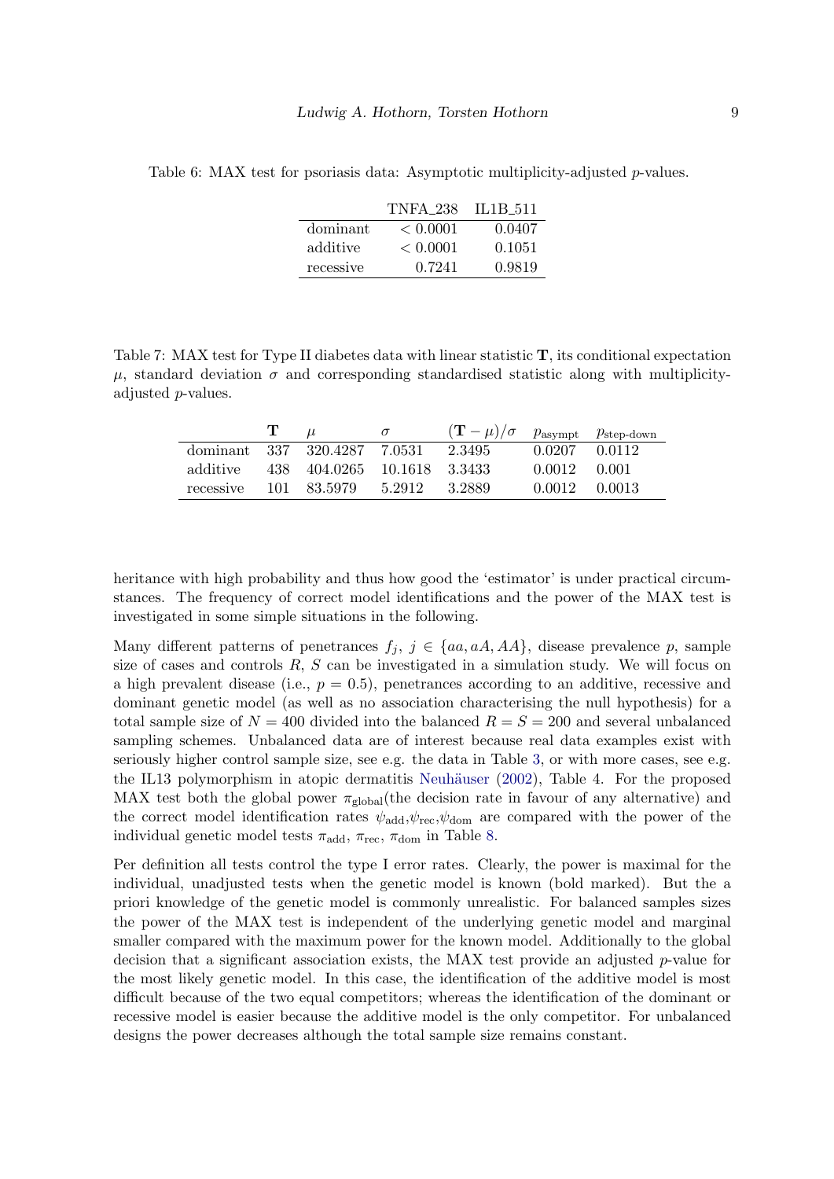Table 6: MAX test for psoriasis data: Asymptotic multiplicity-adjusted $p$-values.

| | TNFA_238 | IL1B_511 |
|---|---|---|
| dominant | $< 0.0001$ | 0.0407 |
| additive | $< 0.0001$ | 0.1051 |
| recessive | 0.7241 | 0.9819 |

Table 7: MAX test for Type II diabetes data with linear statistic $\mathbf{T}$, its conditional expectation $\mu$, standard deviation $\sigma$ and corresponding standardised statistic along with multiplicity-adjusted $p$-values.

| | $\mathbf{T}$ | $\mu$ | $\sigma$ | $(\mathbf{T} - \mu)/\sigma$ | $p_{\text{asympt}}$ | $p_{\text{step-down}}$ |
|---|---|---|---|---|---|---|
| dominant | 337 | 320.4287 | 7.0531 | 2.3495 | 0.0207 | 0.0112 |
| additive | 438 | 404.0265 | 10.1618 | 3.3433 | 0.0012 | 0.001 |
| recessive | 101 | 83.5979 | 5.2912 | 3.2889 | 0.0012 | 0.0013 |

heritance with high probability and thus how good the 'estimator' is under practical circumstances. The frequency of correct model identifications and the power of the MAX test is investigated in some simple situations in the following.

Many different patterns of penetrances $f_j$, $j \in \{aa, aA, AA\}$, disease prevalence $p$, sample size of cases and controls $R$, $S$ can be investigated in a simulation study. We will focus on a high prevalent disease (i.e., $p = 0.5$), penetrances according to an additive, recessive and dominant genetic model (as well as no association characterising the null hypothesis) for a total sample size of $N = 400$ divided into the balanced $R = S = 200$ and several unbalanced sampling schemes. Unbalanced data are of interest because real data examples exist with seriously higher control sample size, see e.g. the data in Table 3, or with more cases, see e.g. the IL13 polymorphism in atopic dermatitis Neuhäuser (2002), Table 4. For the proposed MAX test both the global power $\pi_{\text{global}}$(the decision rate in favour of any alternative) and the correct model identification rates $\psi_{\text{add}}$,$\psi_{\text{rec}}$,$\psi_{\text{dom}}$ are compared with the power of the individual genetic model tests $\pi_{\text{add}}$, $\pi_{\text{rec}}$, $\pi_{\text{dom}}$ in Table 8.

Per definition all tests control the type I error rates. Clearly, the power is maximal for the individual, unadjusted tests when the genetic model is known (bold marked). But the a priori knowledge of the genetic model is commonly unrealistic. For balanced samples sizes the power of the MAX test is independent of the underlying genetic model and marginal smaller compared with the maximum power for the known model. Additionally to the global decision that a significant association exists, the MAX test provide an adjusted $p$-value for the most likely genetic model. In this case, the identification of the additive model is most difficult because of the two equal competitors; whereas the identification of the dominant or recessive model is easier because the additive model is the only competitor. For unbalanced designs the power decreases although the total sample size remains constant.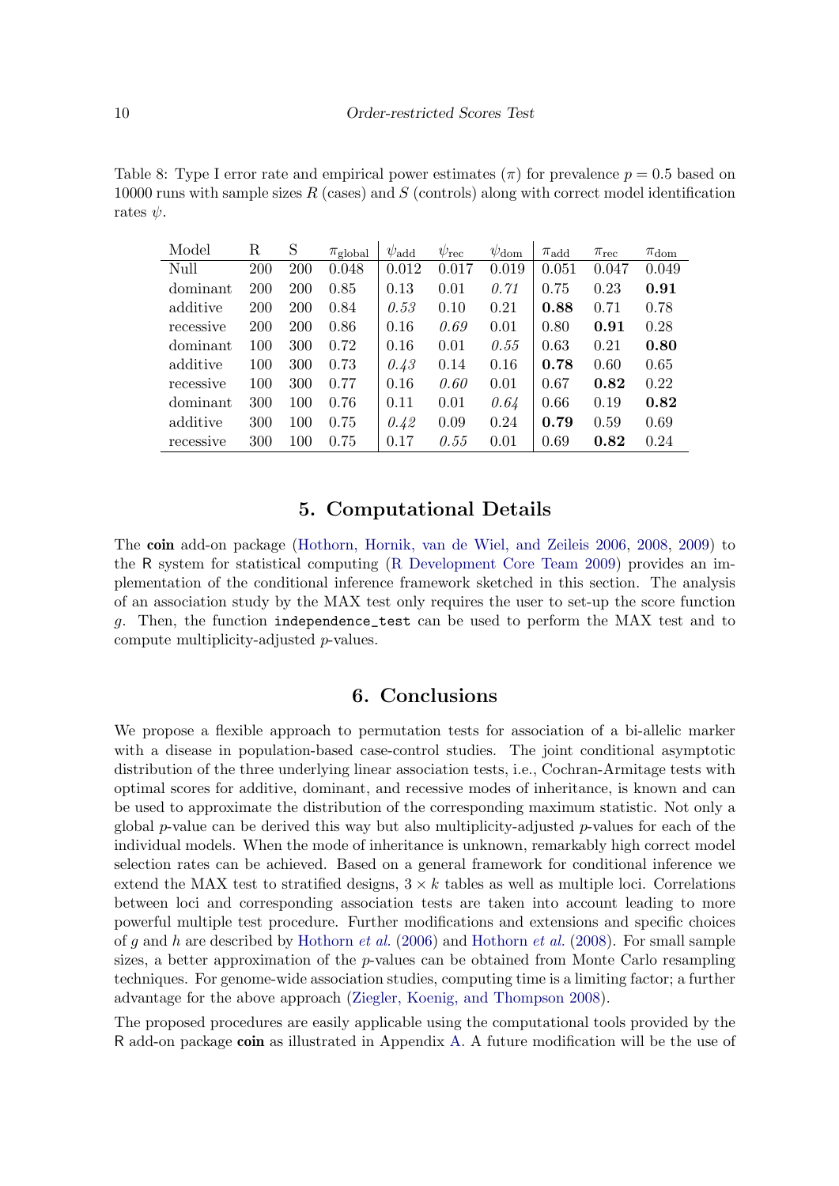Table 8: Type I error rate and empirical power estimates ($\pi$) for prevalence $p = 0.5$ based on 10000 runs with sample sizes $R$ (cases) and $S$ (controls) along with correct model identification rates $\psi$.

| Model | R | S | $\pi_{\text{global}}$ | $\psi_{\text{add}}$ | $\psi_{\text{rec}}$ | $\psi_{\text{dom}}$ | $\pi_{\text{add}}$ | $\pi_{\text{rec}}$ | $\pi_{\text{dom}}$ |
|---|---|---|---|---|---|---|---|---|---|
| Null | 200 | 200 | 0.048 | 0.012 | 0.017 | 0.019 | 0.051 | 0.047 | 0.049 |
| dominant | 200 | 200 | 0.85 | 0.13 | 0.01 | *0.71* | 0.75 | 0.23 | **0.91** |
| additive | 200 | 200 | 0.84 | *0.53* | 0.10 | 0.21 | **0.88** | 0.71 | 0.78 |
| recessive | 200 | 200 | 0.86 | 0.16 | *0.69* | 0.01 | 0.80 | **0.91** | 0.28 |
| dominant | 100 | 300 | 0.72 | 0.16 | 0.01 | *0.55* | 0.63 | 0.21 | **0.80** |
| additive | 100 | 300 | 0.73 | *0.43* | 0.14 | 0.16 | **0.78** | 0.60 | 0.65 |
| recessive | 100 | 300 | 0.77 | 0.16 | *0.60* | 0.01 | 0.67 | **0.82** | 0.22 |
| dominant | 300 | 100 | 0.76 | 0.11 | 0.01 | *0.64* | 0.66 | 0.19 | **0.82** |
| additive | 300 | 100 | 0.75 | *0.42* | 0.09 | 0.24 | **0.79** | 0.59 | 0.69 |
| recessive | 300 | 100 | 0.75 | 0.17 | *0.55* | 0.01 | 0.69 | **0.82** | 0.24 |

## 5. Computational Details

The **coin** add-on package (Hothorn, Hornik, van de Wiel, and Zeileis 2006, 2008, 2009) to the R system for statistical computing (R Development Core Team 2009) provides an implementation of the conditional inference framework sketched in this section. The analysis of an association study by the MAX test only requires the user to set-up the score function $g$. Then, the function `independence_test` can be used to perform the MAX test and to compute multiplicity-adjusted $p$-values.

## 6. Conclusions

We propose a flexible approach to permutation tests for association of a bi-allelic marker with a disease in population-based case-control studies. The joint conditional asymptotic distribution of the three underlying linear association tests, i.e., Cochran-Armitage tests with optimal scores for additive, dominant, and recessive modes of inheritance, is known and can be used to approximate the distribution of the corresponding maximum statistic. Not only a global $p$-value can be derived this way but also multiplicity-adjusted $p$-values for each of the individual models. When the mode of inheritance is unknown, remarkably high correct model selection rates can be achieved. Based on a general framework for conditional inference we extend the MAX test to stratified designs, $3 \times k$ tables as well as multiple loci. Correlations between loci and corresponding association tests are taken into account leading to more powerful multiple test procedure. Further modifications and extensions and specific choices of $g$ and $h$ are described by Hothorn *et al.* (2006) and Hothorn *et al.* (2008). For small sample sizes, a better approximation of the $p$-values can be obtained from Monte Carlo resampling techniques. For genome-wide association studies, computing time is a limiting factor; a further advantage for the above approach (Ziegler, Koenig, and Thompson 2008).

The proposed procedures are easily applicable using the computational tools provided by the R add-on package **coin** as illustrated in Appendix A. A future modification will be the use of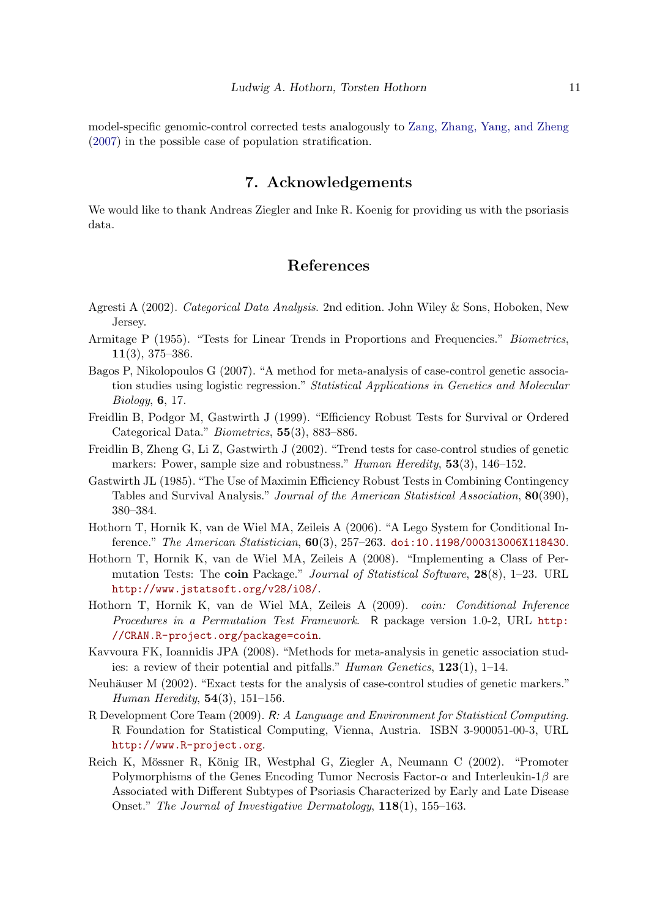model-specific genomic-control corrected tests analogously to Zang, Zhang, Yang, and Zheng (2007) in the possible case of population stratification.

## 7. Acknowledgements

We would like to thank Andreas Ziegler and Inke R. Koenig for providing us with the psoriasis data.

## References

Agresti A (2002). *Categorical Data Analysis*. 2nd edition. John Wiley & Sons, Hoboken, New Jersey.

Armitage P (1955). "Tests for Linear Trends in Proportions and Frequencies." *Biometrics*, **11**(3), 375–386.

Bagos P, Nikolopoulos G (2007). "A method for meta-analysis of case-control genetic association studies using logistic regression." *Statistical Applications in Genetics and Molecular Biology*, **6**, 17.

Freidlin B, Podgor M, Gastwirth J (1999). "Efficiency Robust Tests for Survival or Ordered Categorical Data." *Biometrics*, **55**(3), 883–886.

Freidlin B, Zheng G, Li Z, Gastwirth J (2002). "Trend tests for case-control studies of genetic markers: Power, sample size and robustness." *Human Heredity*, **53**(3), 146–152.

Gastwirth JL (1985). "The Use of Maximin Efficiency Robust Tests in Combining Contingency Tables and Survival Analysis." *Journal of the American Statistical Association*, **80**(390), 380–384.

Hothorn T, Hornik K, van de Wiel MA, Zeileis A (2006). "A Lego System for Conditional Inference." *The American Statistician*, **60**(3), 257–263. doi:10.1198/000313006X118430.

Hothorn T, Hornik K, van de Wiel MA, Zeileis A (2008). "Implementing a Class of Permutation Tests: The **coin** Package." *Journal of Statistical Software*, **28**(8), 1–23. URL http://www.jstatsoft.org/v28/i08/.

Hothorn T, Hornik K, van de Wiel MA, Zeileis A (2009). *coin: Conditional Inference Procedures in a Permutation Test Framework*. R package version 1.0-2, URL http://CRAN.R-project.org/package=coin.

Kavvoura FK, Ioannidis JPA (2008). "Methods for meta-analysis in genetic association studies: a review of their potential and pitfalls." *Human Genetics*, **123**(1), 1–14.

Neuhäuser M (2002). "Exact tests for the analysis of case-control studies of genetic markers." *Human Heredity*, **54**(3), 151–156.

R Development Core Team (2009). *R: A Language and Environment for Statistical Computing*. R Foundation for Statistical Computing, Vienna, Austria. ISBN 3-900051-00-3, URL http://www.R-project.org.

Reich K, Mössner R, König IR, Westphal G, Ziegler A, Neumann C (2002). "Promoter Polymorphisms of the Genes Encoding Tumor Necrosis Factor-$\alpha$ and Interleukin-1$\beta$ are Associated with Different Subtypes of Psoriasis Characterized by Early and Late Disease Onset." *The Journal of Investigative Dermatology*, **118**(1), 155–163.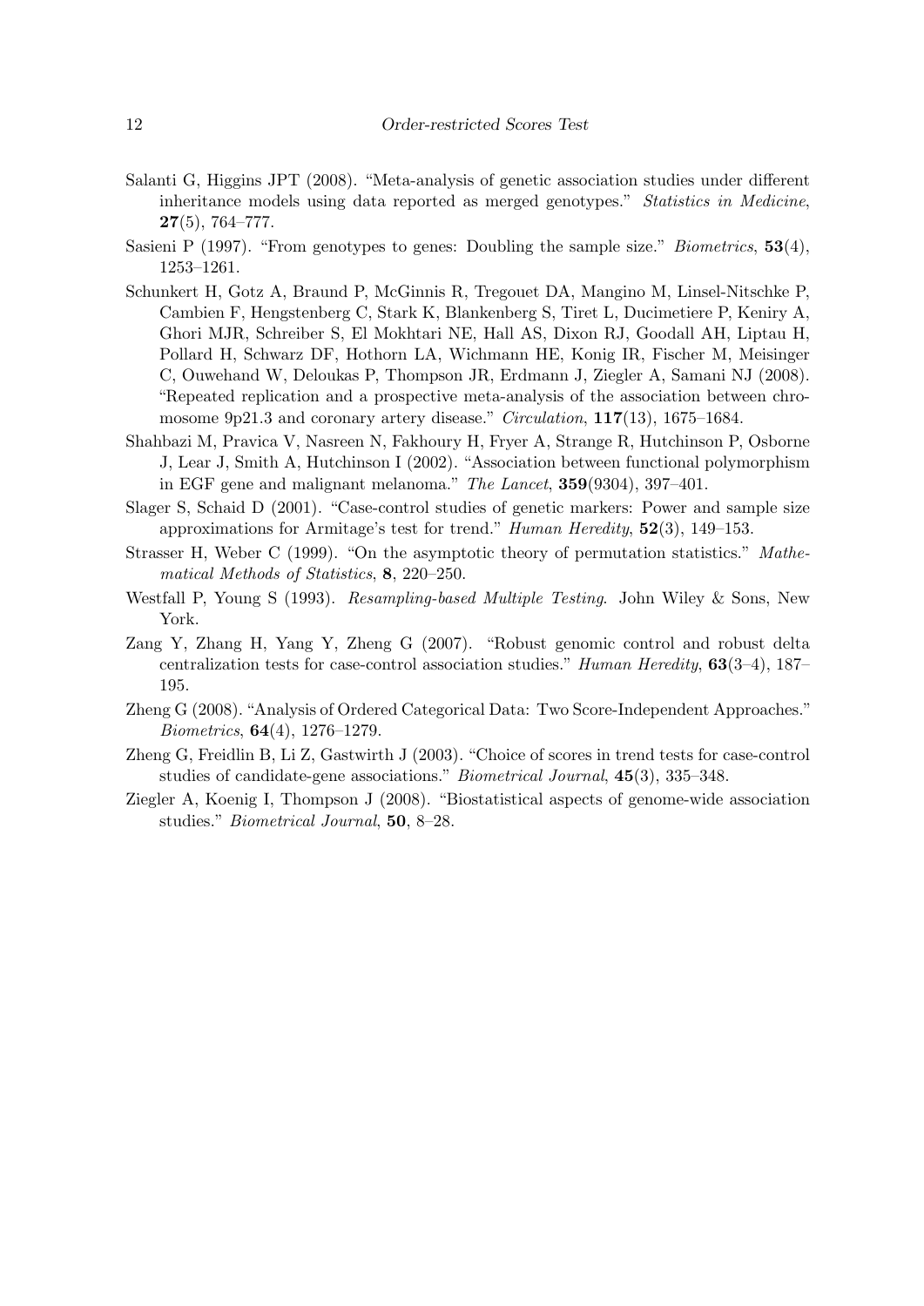Salanti G, Higgins JPT (2008). "Meta-analysis of genetic association studies under different inheritance models using data reported as merged genotypes." *Statistics in Medicine*, **27**(5), 764–777.

Sasieni P (1997). "From genotypes to genes: Doubling the sample size." *Biometrics*, **53**(4), 1253–1261.

Schunkert H, Gotz A, Braund P, McGinnis R, Tregouet DA, Mangino M, Linsel-Nitschke P, Cambien F, Hengstenberg C, Stark K, Blankenberg S, Tiret L, Ducimetiere P, Keniry A, Ghori MJR, Schreiber S, El Mokhtari NE, Hall AS, Dixon RJ, Goodall AH, Liptau H, Pollard H, Schwarz DF, Hothorn LA, Wichmann HE, Konig IR, Fischer M, Meisinger C, Ouwehand W, Deloukas P, Thompson JR, Erdmann J, Ziegler A, Samani NJ (2008). "Repeated replication and a prospective meta-analysis of the association between chromosome 9p21.3 and coronary artery disease." *Circulation*, **117**(13), 1675–1684.

Shahbazi M, Pravica V, Nasreen N, Fakhoury H, Fryer A, Strange R, Hutchinson P, Osborne J, Lear J, Smith A, Hutchinson I (2002). "Association between functional polymorphism in EGF gene and malignant melanoma." *The Lancet*, **359**(9304), 397–401.

Slager S, Schaid D (2001). "Case-control studies of genetic markers: Power and sample size approximations for Armitage's test for trend." *Human Heredity*, **52**(3), 149–153.

Strasser H, Weber C (1999). "On the asymptotic theory of permutation statistics." *Mathematical Methods of Statistics*, **8**, 220–250.

Westfall P, Young S (1993). *Resampling-based Multiple Testing*. John Wiley & Sons, New York.

Zang Y, Zhang H, Yang Y, Zheng G (2007). "Robust genomic control and robust delta centralization tests for case-control association studies." *Human Heredity*, **63**(3–4), 187–195.

Zheng G (2008). "Analysis of Ordered Categorical Data: Two Score-Independent Approaches." *Biometrics*, **64**(4), 1276–1279.

Zheng G, Freidlin B, Li Z, Gastwirth J (2003). "Choice of scores in trend tests for case-control studies of candidate-gene associations." *Biometrical Journal*, **45**(3), 335–348.

Ziegler A, Koenig I, Thompson J (2008). "Biostatistical aspects of genome-wide association studies." *Biometrical Journal*, **50**, 8–28.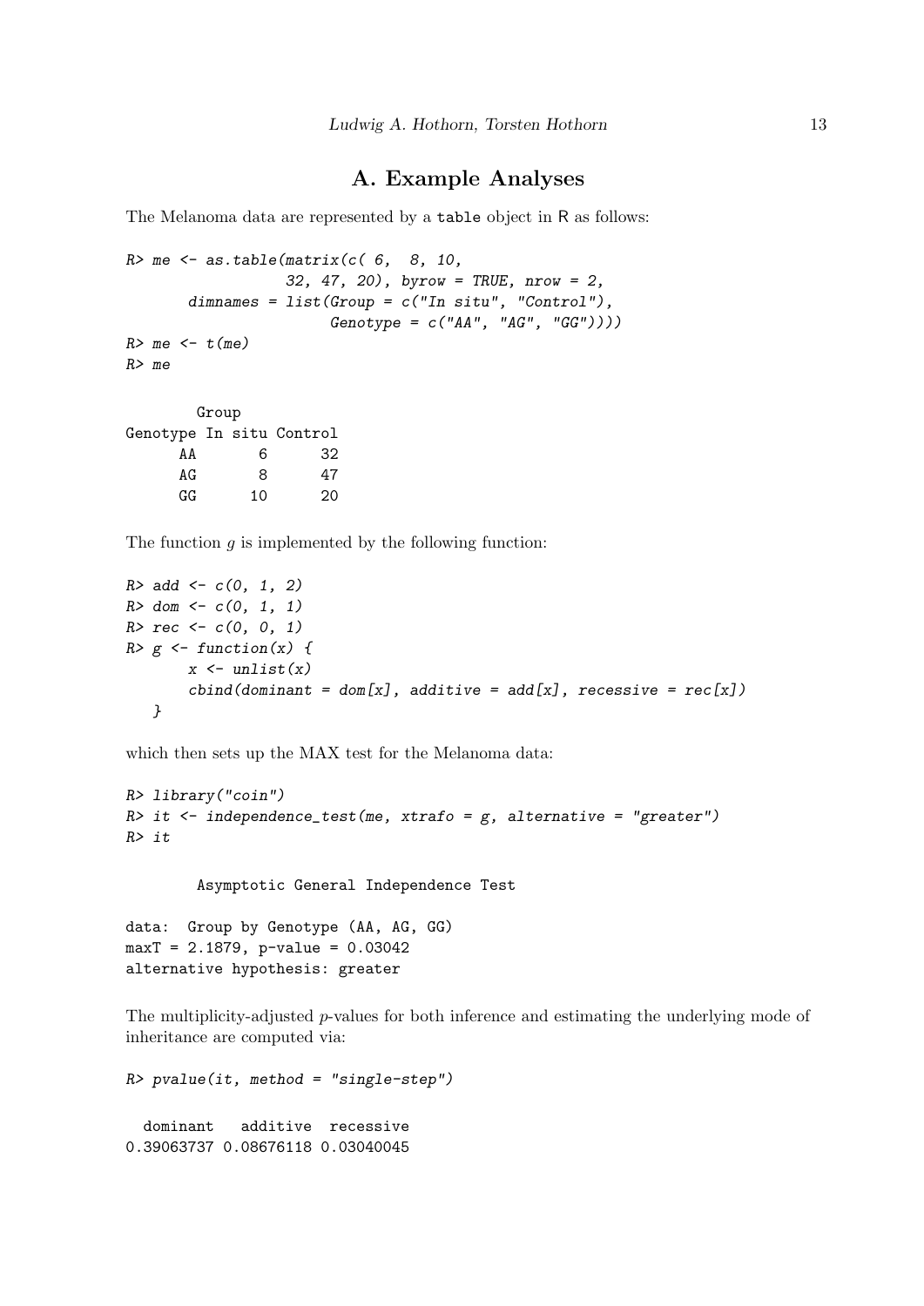# A. Example Analyses

The Melanoma data are represented by a `table` object in R as follows:

```
R> me <- as.table(matrix(c( 6,  8, 10,
                  32, 47, 20), byrow = TRUE, nrow = 2,
       dimnames = list(Group = c("In situ", "Control"),
                      Genotype = c("AA", "AG", "GG"))))
R> me <- t(me)
R> me

        Group
Genotype In situ Control
      AA       6      32
      AG       8      47
      GG      10      20
```

The function $g$ is implemented by the following function:

```
R> add <- c(0, 1, 2)
R> dom <- c(0, 1, 1)
R> rec <- c(0, 0, 1)
R> g <- function(x) {
       x <- unlist(x)
       cbind(dominant = dom[x], additive = add[x], recessive = rec[x])
   }
```

which then sets up the MAX test for the Melanoma data:

```
R> library("coin")
R> it <- independence_test(me, xtrafo = g, alternative = "greater")
R> it

        Asymptotic General Independence Test

data:  Group by Genotype (AA, AG, GG)
maxT = 2.1879, p-value = 0.03042
alternative hypothesis: greater
```

The multiplicity-adjusted $p$-values for both inference and estimating the underlying mode of inheritance are computed via:

```
R> pvalue(it, method = "single-step")

  dominant   additive  recessive
0.39063737 0.08676118 0.03040045
```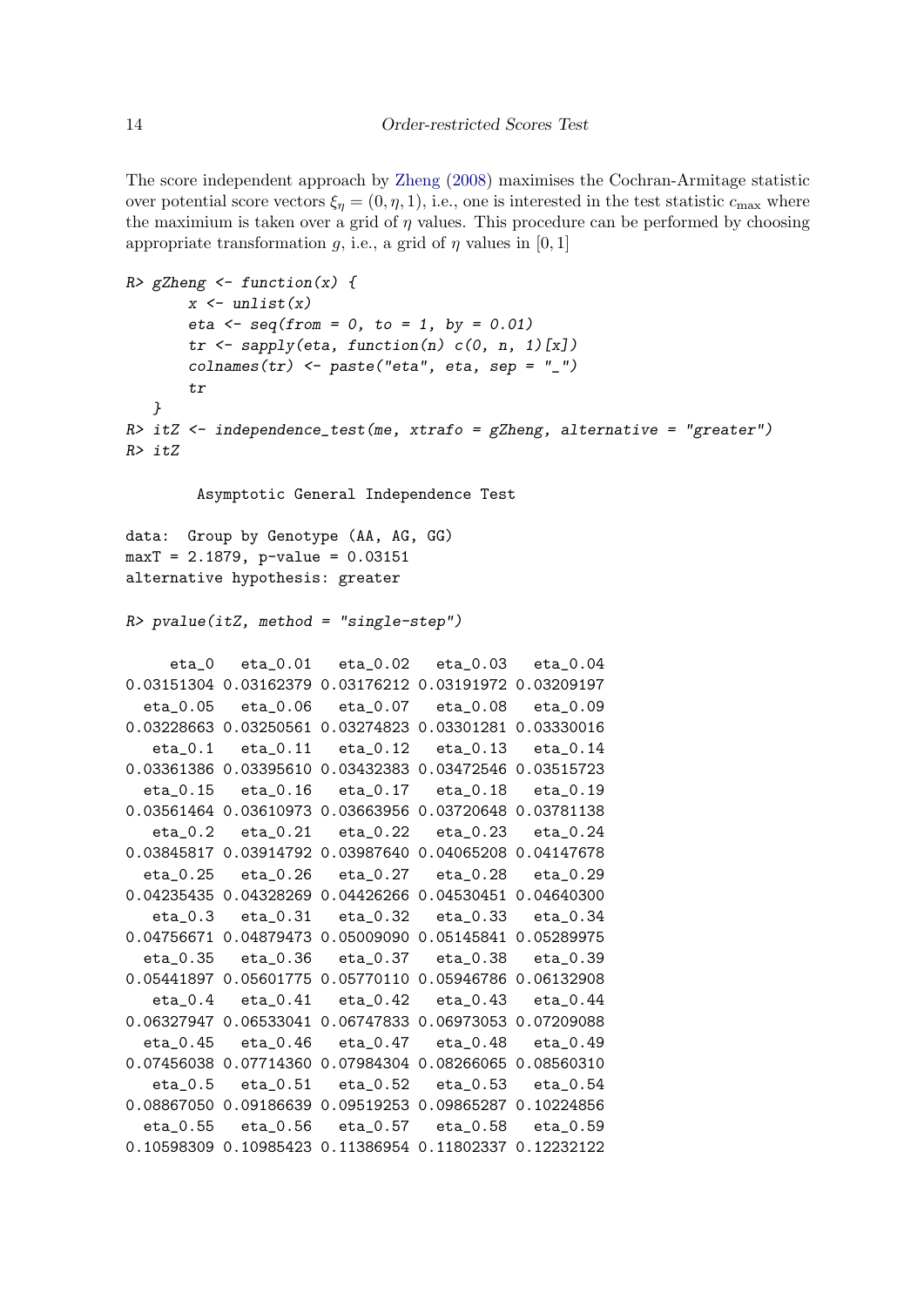The score independent approach by Zheng (2008) maximises the Cochran-Armitage statistic over potential score vectors $\xi_\eta = (0, \eta, 1)$, i.e., one is interested in the test statistic $c_{\max}$ where the maximium is taken over a grid of $\eta$ values. This procedure can be performed by choosing appropriate transformation $g$, i.e., a grid of $\eta$ values in $[0, 1]$

```
R> gZheng <- function(x) {
       x <- unlist(x)
       eta <- seq(from = 0, to = 1, by = 0.01)
       tr <- sapply(eta, function(n) c(0, n, 1)[x])
       colnames(tr) <- paste("eta", eta, sep = "_")
       tr
   }
R> itZ <- independence_test(me, xtrafo = gZheng, alternative = "greater")
R> itZ

        Asymptotic General Independence Test

data:  Group by Genotype (AA, AG, GG)
maxT = 2.1879, p-value = 0.03151
alternative hypothesis: greater

R> pvalue(itZ, method = "single-step")

     eta_0   eta_0.01   eta_0.02   eta_0.03   eta_0.04
0.03151304 0.03162379 0.03176212 0.03191972 0.03209197
  eta_0.05   eta_0.06   eta_0.07   eta_0.08   eta_0.09
0.03228663 0.03250561 0.03274823 0.03301281 0.03330016
   eta_0.1   eta_0.11   eta_0.12   eta_0.13   eta_0.14
0.03361386 0.03395610 0.03432383 0.03472546 0.03515723
  eta_0.15   eta_0.16   eta_0.17   eta_0.18   eta_0.19
0.03561464 0.03610973 0.03663956 0.03720648 0.03781138
   eta_0.2   eta_0.21   eta_0.22   eta_0.23   eta_0.24
0.03845817 0.03914792 0.03987640 0.04065208 0.04147678
  eta_0.25   eta_0.26   eta_0.27   eta_0.28   eta_0.29
0.04235435 0.04328269 0.04426266 0.04530451 0.04640300
   eta_0.3   eta_0.31   eta_0.32   eta_0.33   eta_0.34
0.04756671 0.04879473 0.05009090 0.05145841 0.05289975
  eta_0.35   eta_0.36   eta_0.37   eta_0.38   eta_0.39
0.05441897 0.05601775 0.05770110 0.05946786 0.06132908
   eta_0.4   eta_0.41   eta_0.42   eta_0.43   eta_0.44
0.06327947 0.06533041 0.06747833 0.06973053 0.07209088
  eta_0.45   eta_0.46   eta_0.47   eta_0.48   eta_0.49
0.07456038 0.07714360 0.07984304 0.08266065 0.08560310
   eta_0.5   eta_0.51   eta_0.52   eta_0.53   eta_0.54
0.08867050 0.09186639 0.09519253 0.09865287 0.10224856
  eta_0.55   eta_0.56   eta_0.57   eta_0.58   eta_0.59
0.10598309 0.10985423 0.11386954 0.11802337 0.12232122
```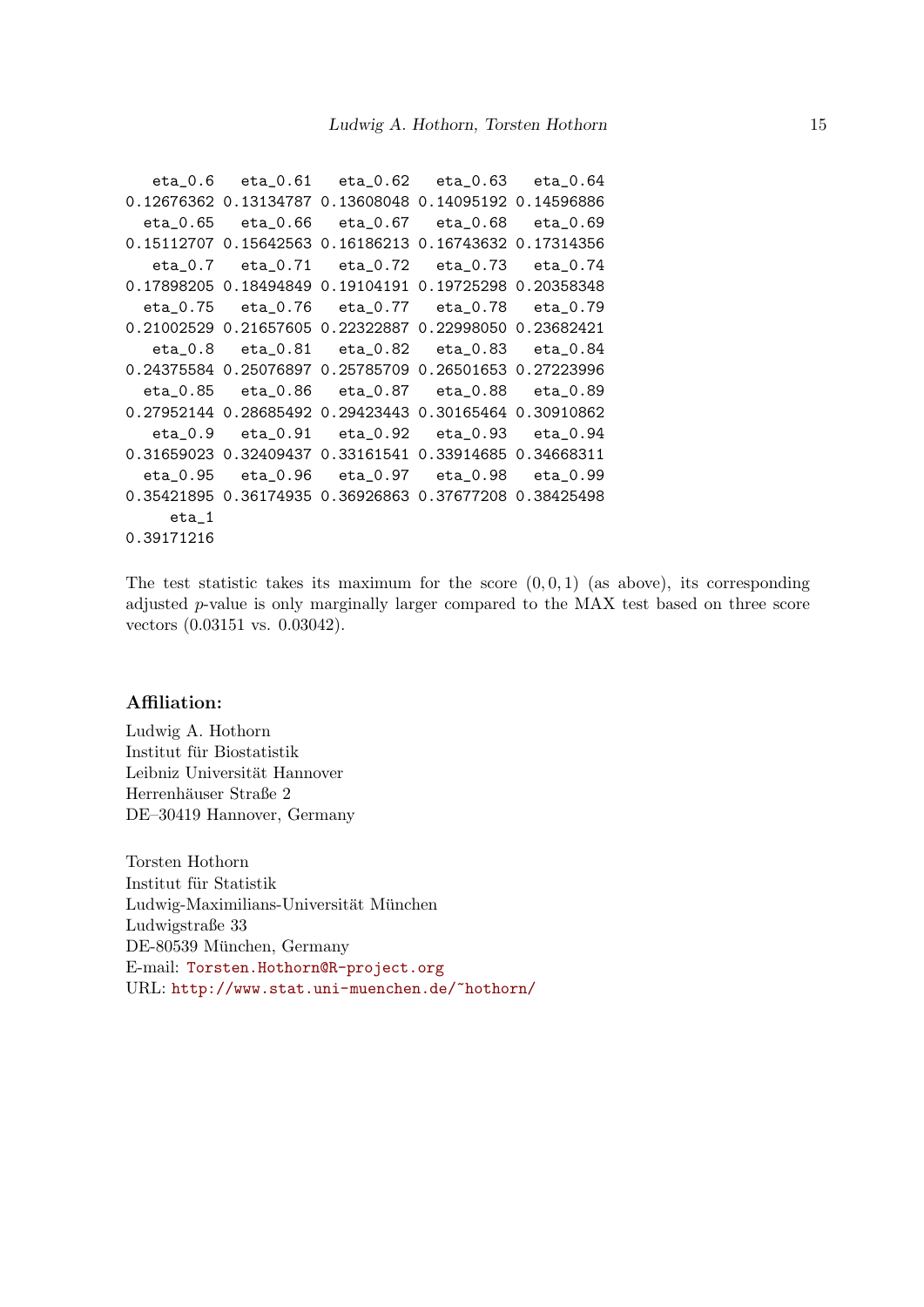```
   eta_0.6   eta_0.61   eta_0.62   eta_0.63   eta_0.64 
0.12676362 0.13134787 0.13608048 0.14095192 0.14596886 
  eta_0.65   eta_0.66   eta_0.67   eta_0.68   eta_0.69 
0.15112707 0.15642563 0.16186213 0.16743632 0.17314356 
   eta_0.7   eta_0.71   eta_0.72   eta_0.73   eta_0.74 
0.17898205 0.18494849 0.19104191 0.19725298 0.20358348 
  eta_0.75   eta_0.76   eta_0.77   eta_0.78   eta_0.79 
0.21002529 0.21657605 0.22322887 0.22998050 0.23682421 
   eta_0.8   eta_0.81   eta_0.82   eta_0.83   eta_0.84 
0.24375584 0.25076897 0.25785709 0.26501653 0.27223996 
  eta_0.85   eta_0.86   eta_0.87   eta_0.88   eta_0.89 
0.27952144 0.28685492 0.29423443 0.30165464 0.30910862 
   eta_0.9   eta_0.91   eta_0.92   eta_0.93   eta_0.94 
0.31659023 0.32409437 0.33161541 0.33914685 0.34668311 
  eta_0.95   eta_0.96   eta_0.97   eta_0.98   eta_0.99 
0.35421895 0.36174935 0.36926863 0.37677208 0.38425498 
     eta_1 
0.39171216 
```

The test statistic takes its maximum for the score $(0, 0, 1)$ (as above), its corresponding adjusted $p$-value is only marginally larger compared to the MAX test based on three score vectors (0.03151 vs. 0.03042).

### Affiliation:

Ludwig A. Hothorn
Institut für Biostatistik
Leibniz Universität Hannover
Herrenhäuser Straße 2
DE–30419 Hannover, Germany

Torsten Hothorn
Institut für Statistik
Ludwig-Maximilians-Universität München
Ludwigstraße 33
DE-80539 München, Germany
E-mail: Torsten.Hothorn@R-project.org
URL: http://www.stat.uni-muenchen.de/~hothorn/